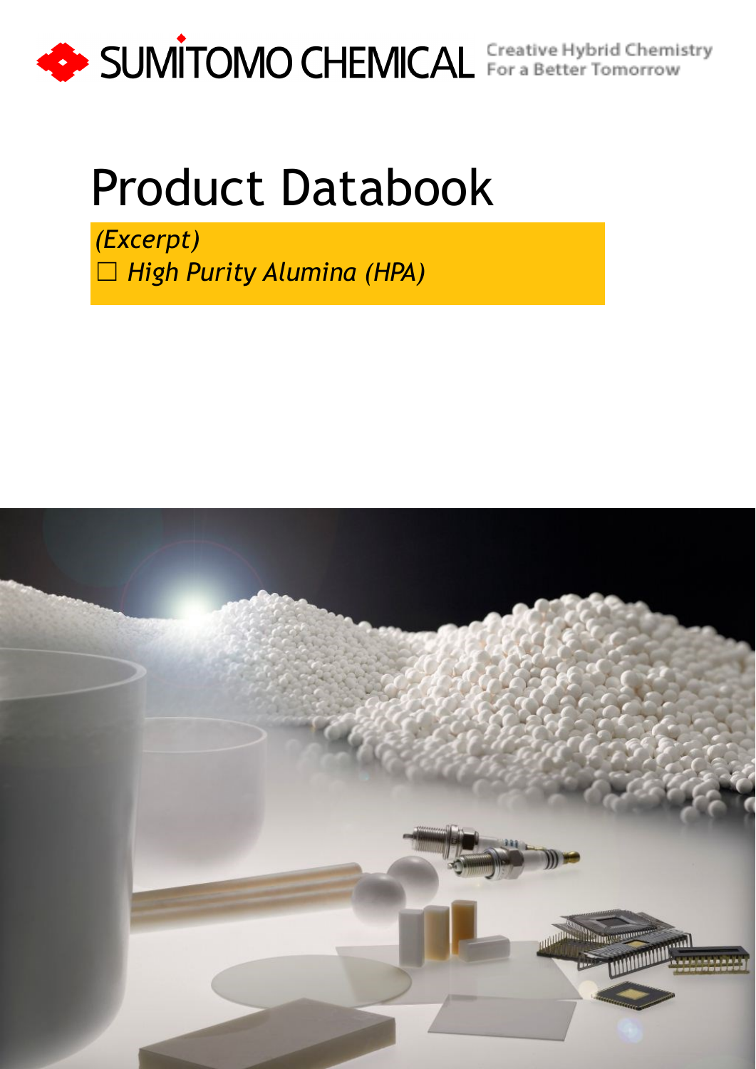SUMITOMO CHEMICAL

Creative Hybrid Chemistry For a Better Tomorrow

# Product Databook

*(Excerpt)*

☐ *High Purity Alumina (HPA)*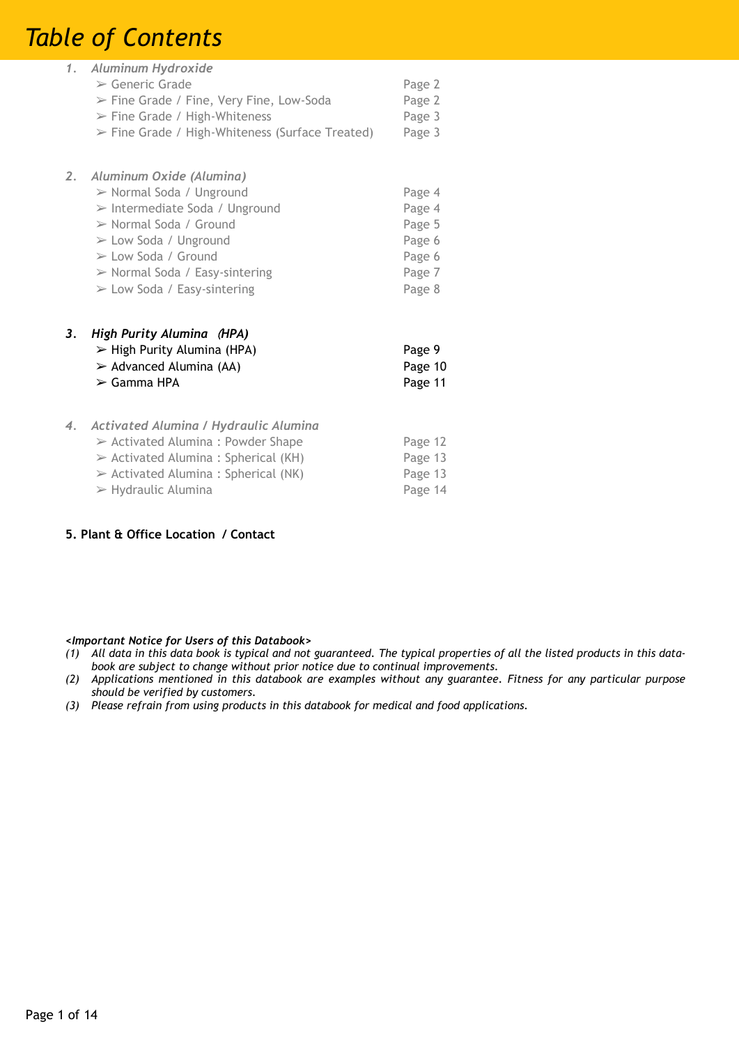# Table of Contents

1. *Aluminum Hydroxide*
   - ➢ Generic Grade — Page 2
   - ➢ Fine Grade / Fine, Very Fine, Low-Soda — Page 2
   - ➢ Fine Grade / High-Whiteness — Page 3
   - ➢ Fine Grade / High-Whiteness (Surface Treated) — Page 3

2. *Aluminum Oxide (Alumina)*
   - ➢ Normal Soda / Unground — Page 4
   - ➢ Intermediate Soda / Unground — Page 4
   - ➢ Normal Soda / Ground — Page 5
   - ➢ Low Soda / Unground — Page 6
   - ➢ Low Soda / Ground — Page 6
   - ➢ Normal Soda / Easy-sintering — Page 7
   - ➢ Low Soda / Easy-sintering — Page 8

3. ***High Purity Alumina (HPA)***
   - ➢ High Purity Alumina (HPA) — Page 9
   - ➢ Advanced Alumina (AA) — Page 10
   - ➢ Gamma HPA — Page 11

4. *Activated Alumina / Hydraulic Alumina*
   - ➢ Activated Alumina : Powder Shape — Page 12
   - ➢ Activated Alumina : Spherical (KH) — Page 13
   - ➢ Activated Alumina : Spherical (NK) — Page 13
   - ➢ Hydraulic Alumina — Page 14

**5. Plant & Office Location / Contact**

***<Important Notice for Users of this Databook>***

*(1) All data in this data book is typical and not guaranteed. The typical properties of all the listed products in this databook are subject to change without prior notice due to continual improvements.*

*(2) Applications mentioned in this databook are examples without any guarantee. Fitness for any particular purpose should be verified by customers.*

*(3) Please refrain from using products in this databook for medical and food applications.*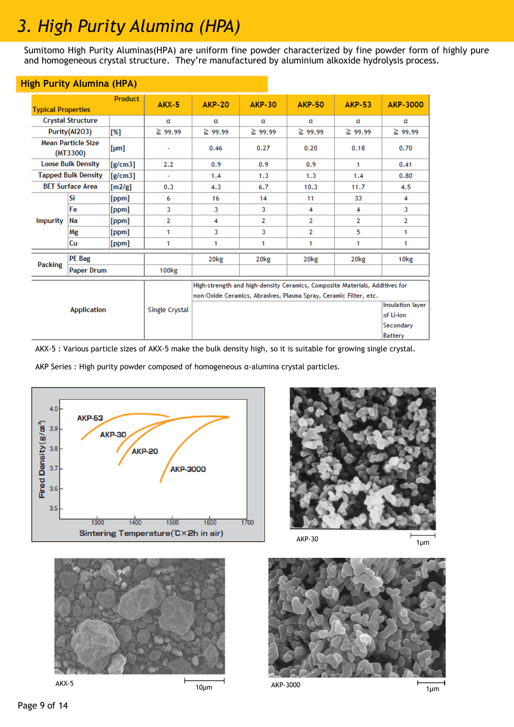# 3. High Purity Alumina (HPA)

Sumitomo High Purity Aluminas(HPA) are uniform fine powder characterized by fine powder form of highly pure and homogeneous crystal structure. They're manufactured by aluminium alkoxide hydrolysis process.

## High Purity Alumina (HPA)

| Typical Properties | | Product | AKX-5 | AKP-20 | AKP-30 | AKP-50 | AKP-53 | AKP-3000 |
|---|---|---|---|---|---|---|---|---|
| Crystal Structure | | | α | α | α | α | α | α |
| Purity($Al_2O_3$) | | [%] | ≧ 99.99 | ≧ 99.99 | ≧ 99.99 | ≧ 99.99 | ≧ 99.99 | ≧ 99.99 |
| Mean Particle Size (MT3300) | | [μm] | - | 0.46 | 0.27 | 0.20 | 0.18 | 0.70 |
| Loose Bulk Density | | [g/cm3] | 2.2 | 0.9 | 0.9 | 0.9 | 1 | 0.41 |
| Tapped Bulk Density | | [g/cm3] | - | 1.4 | 1.3 | 1.3 | 1.4 | 0.80 |
| BET Surface Area | | [m2/g] | 0.3 | 4.3 | 6.7 | 10.3 | 11.7 | 4.5 |
| Impurity | Si | [ppm] | 6 | 16 | 14 | 11 | 33 | 4 |
| | Fe | [ppm] | 3 | 3 | 3 | 4 | 4 | 3 |
| | Na | [ppm] | 2 | 4 | 2 | 2 | 2 | 2 |
| | Mg | [ppm] | 1 | 3 | 3 | 2 | 5 | 1 |
| | Cu | [ppm] | 1 | 1 | 1 | 1 | 1 | 1 |
| Packing | PE Bag | | | 20kg | 20kg | 20kg | 20kg | 10kg |
| | Paper Drum | | 100kg | | | | | |
| Application | | | Single Crystal | High-strength and high-density Ceramics, Composite Materials, Additives for non-Oxide Ceramics, Abrasives, Plasma Spray, Ceramic Filter, etc. | | | | Insulation layer of Li-ion Secondary Battery |

AKX-5 : Various particle sizes of AKX-5 make the bulk density high, so it is suitable for growing single crystal.

AKP Series : High purity powder composed of homogeneous α-alumina crystal particles.

Fired Density (g/cm³) vs. Sintering Temperature (℃×2h in air): AKP-53, AKP-30, AKP-20, AKP-3000

AKP-30 — 1μm

AKX-5 — 10μm

AKP-3000 — 1μm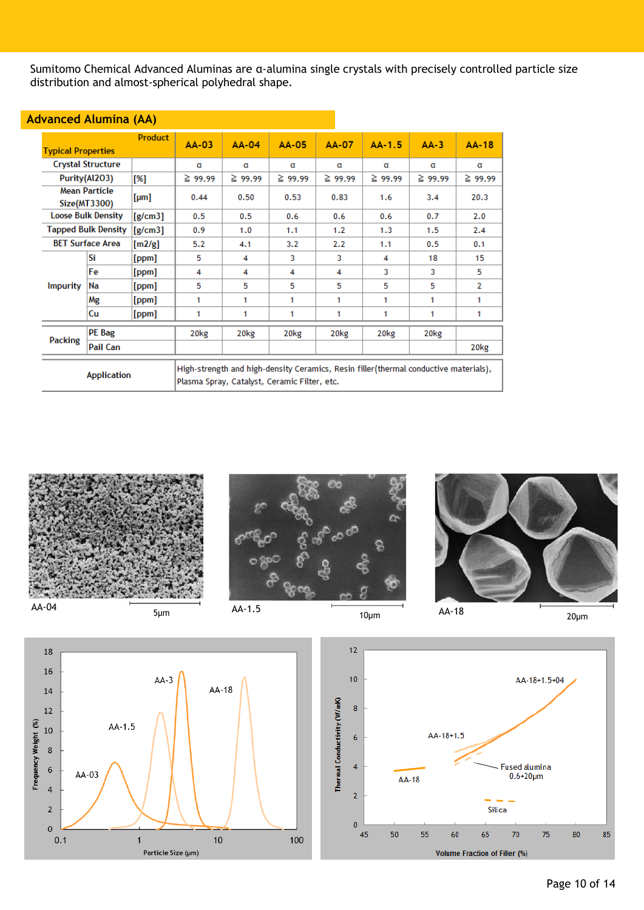Sumitomo Chemical Advanced Aluminas are α-alumina single crystals with precisely controlled particle size distribution and almost-spherical polyhedral shape.

## Advanced Alumina (AA)

| Typical Properties \ Product | | | AA-03 | AA-04 | AA-05 | AA-07 | AA-1.5 | AA-3 | AA-18 |
|---|---|---|---|---|---|---|---|---|---|
| Crystal Structure | | | α | α | α | α | α | α | α |
| Purity($Al_2O_3$) | | [%] | ≧ 99.99 | ≧ 99.99 | ≧ 99.99 | ≧ 99.99 | ≧ 99.99 | ≧ 99.99 | ≧ 99.99 |
| Mean Particle Size(MT3300) | | [μm] | 0.44 | 0.50 | 0.53 | 0.83 | 1.6 | 3.4 | 20.3 |
| Loose Bulk Density | | [g/cm3] | 0.5 | 0.5 | 0.6 | 0.6 | 0.6 | 0.7 | 2.0 |
| Tapped Bulk Density | | [g/cm3] | 0.9 | 1.0 | 1.1 | 1.2 | 1.3 | 1.5 | 2.4 |
| BET Surface Area | | [m2/g] | 5.2 | 4.1 | 3.2 | 2.2 | 1.1 | 0.5 | 0.1 |
| Impurity | Si | [ppm] | 5 | 4 | 3 | 3 | 4 | 18 | 15 |
| | Fe | [ppm] | 4 | 4 | 4 | 4 | 3 | 3 | 5 |
| | Na | [ppm] | 5 | 5 | 5 | 5 | 5 | 5 | 2 |
| | Mg | [ppm] | 1 | 1 | 1 | 1 | 1 | 1 | 1 |
| | Cu | [ppm] | 1 | 1 | 1 | 1 | 1 | 1 | 1 |
| Packing | PE Bag | | 20kg | 20kg | 20kg | 20kg | 20kg | 20kg | |
| | Pail Can | | | | | | | | 20kg |
| Application | | | High-strength and high-density Ceramics, Resin filler(thermal conductive materials), Plasma Spray, Catalyst, Ceramic Filter, etc. | | | | | | |

AA-04 5μm

AA-1.5 10μm

AA-18 20μm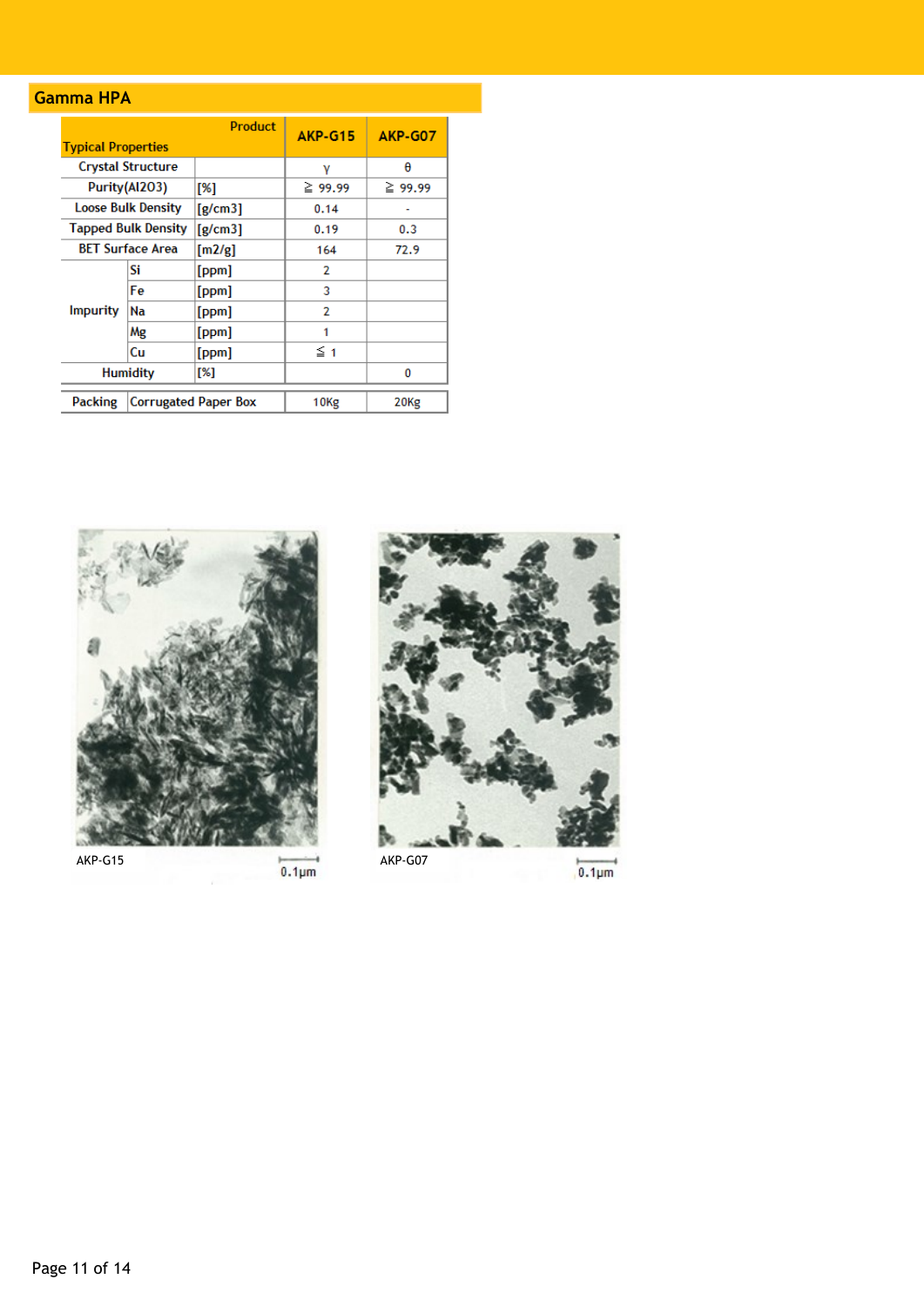## Gamma HPA

| Typical Properties | | Product | AKP-G15 | AKP-G07 |
|---|---|---|---|---|
| Crystal Structure | | | γ | θ |
| Purity($Al_2O_3$) | | [%] | ≧ 99.99 | ≧ 99.99 |
| Loose Bulk Density | | [g/cm3] | 0.14 | - |
| Tapped Bulk Density | | [g/cm3] | 0.19 | 0.3 |
| BET Surface Area | | [m2/g] | 164 | 72.9 |
| Impurity | Si | [ppm] | 2 | |
| | Fe | [ppm] | 3 | |
| | Na | [ppm] | 2 | |
| | Mg | [ppm] | 1 | |
| | Cu | [ppm] | ≦ 1 | |
| Humidity | | [%] | | 0 |
| Packing | Corrugated Paper Box | | 10Kg | 20Kg |

AKP-G15 0.1μm

AKP-G07 0.1μm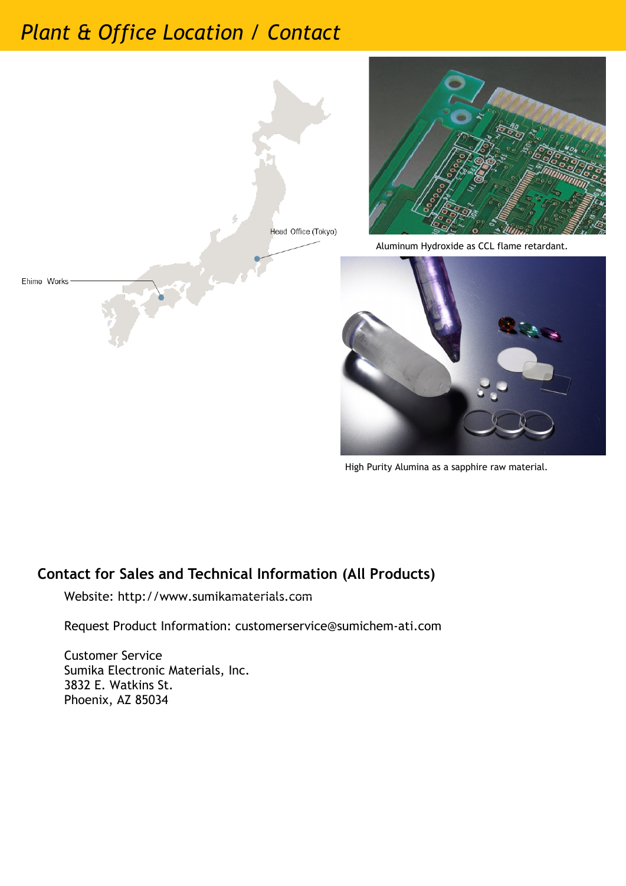# *Plant & Office Location / Contact*

Head Office (Tokyo)

Ehime Works

Aluminum Hydroxide as CCL flame retardant.

High Purity Alumina as a sapphire raw material.

## Contact for Sales and Technical Information (All Products)

Website: http://www.sumikamaterials.com

Request Product Information: customerservice@sumichem-ati.com

Customer Service
Sumika Electronic Materials, Inc.
3832 E. Watkins St.
Phoenix, AZ 85034